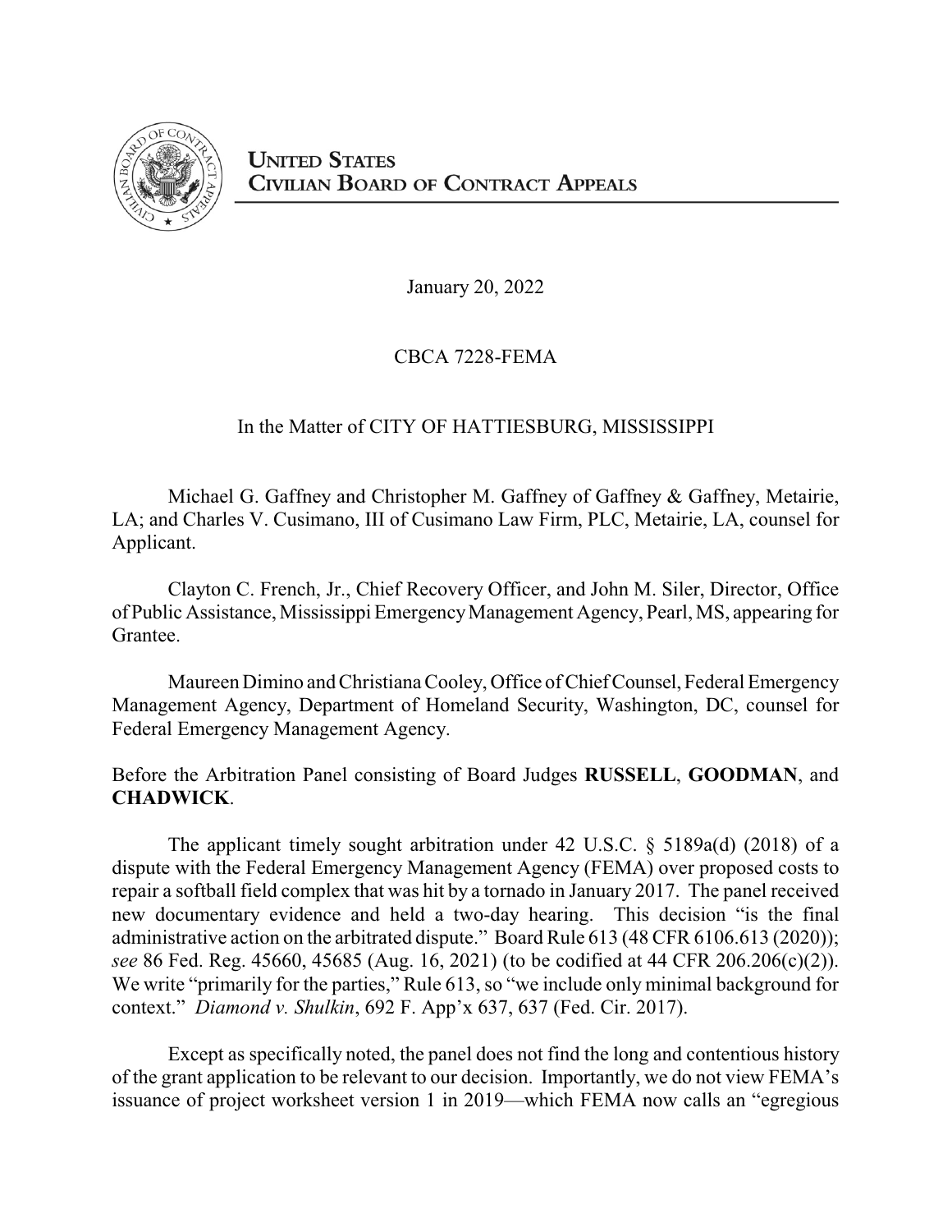# UNITED STATES CIVILIAN BOARD OF CONTRACT APPEALS

January 20, 2022

CBCA 7228-FEMA

In the Matter of CITY OF HATTIESBURG, MISSISSIPPI

Michael G. Gaffney and Christopher M. Gaffney of Gaffney & Gaffney, Metairie, LA; and Charles V. Cusimano, III of Cusimano Law Firm, PLC, Metairie, LA, counsel for Applicant.

Clayton C. French, Jr., Chief Recovery Officer, and John M. Siler, Director, Office of Public Assistance, Mississippi Emergency Management Agency, Pearl, MS, appearing for Grantee.

Maureen Dimino and Christiana Cooley, Office of Chief Counsel, Federal Emergency Management Agency, Department of Homeland Security, Washington, DC, counsel for Federal Emergency Management Agency.

Before the Arbitration Panel consisting of Board Judges **RUSSELL**, **GOODMAN**, and **CHADWICK**.

The applicant timely sought arbitration under 42 U.S.C. § 5189a(d) (2018) of a dispute with the Federal Emergency Management Agency (FEMA) over proposed costs to repair a softball field complex that was hit by a tornado in January 2017. The panel received new documentary evidence and held a two-day hearing. This decision "is the final administrative action on the arbitrated dispute." Board Rule 613 (48 CFR 6106.613 (2020)); *see* 86 Fed. Reg. 45660, 45685 (Aug. 16, 2021) (to be codified at 44 CFR 206.206(c)(2)). We write "primarily for the parties," Rule 613, so "we include only minimal background for context." *Diamond v. Shulkin*, 692 F. App'x 637, 637 (Fed. Cir. 2017).

Except as specifically noted, the panel does not find the long and contentious history of the grant application to be relevant to our decision. Importantly, we do not view FEMA's issuance of project worksheet version 1 in 2019—which FEMA now calls an "egregious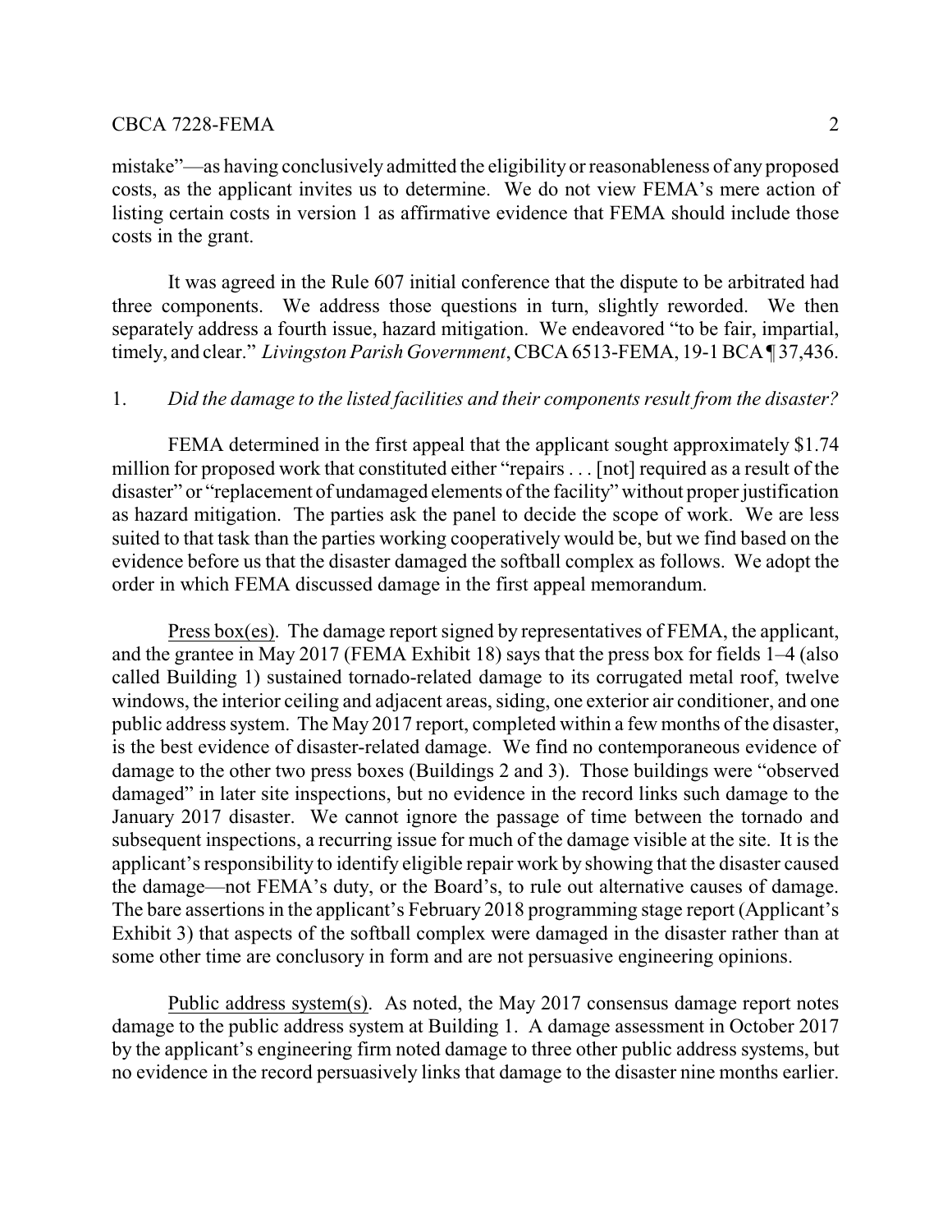mistake"—as having conclusively admitted the eligibility or reasonableness of any proposed costs, as the applicant invites us to determine. We do not view FEMA's mere action of listing certain costs in version 1 as affirmative evidence that FEMA should include those costs in the grant.

It was agreed in the Rule 607 initial conference that the dispute to be arbitrated had three components. We address those questions in turn, slightly reworded. We then separately address a fourth issue, hazard mitigation. We endeavored "to be fair, impartial, timely, and clear." *Livingston Parish Government*, CBCA 6513-FEMA, 19-1 BCA ¶ 37,436.

1. *Did the damage to the listed facilities and their components result from the disaster?*

FEMA determined in the first appeal that the applicant sought approximately $1.74 million for proposed work that constituted either "repairs . . . [not] required as a result of the disaster" or "replacement of undamaged elements of the facility" without proper justification as hazard mitigation. The parties ask the panel to decide the scope of work. We are less suited to that task than the parties working cooperatively would be, but we find based on the evidence before us that the disaster damaged the softball complex as follows. We adopt the order in which FEMA discussed damage in the first appeal memorandum.

Press box(es). The damage report signed by representatives of FEMA, the applicant, and the grantee in May 2017 (FEMA Exhibit 18) says that the press box for fields 1–4 (also called Building 1) sustained tornado-related damage to its corrugated metal roof, twelve windows, the interior ceiling and adjacent areas, siding, one exterior air conditioner, and one public address system. The May 2017 report, completed within a few months of the disaster, is the best evidence of disaster-related damage. We find no contemporaneous evidence of damage to the other two press boxes (Buildings 2 and 3). Those buildings were "observed damaged" in later site inspections, but no evidence in the record links such damage to the January 2017 disaster. We cannot ignore the passage of time between the tornado and subsequent inspections, a recurring issue for much of the damage visible at the site. It is the applicant's responsibility to identify eligible repair work by showing that the disaster caused the damage—not FEMA's duty, or the Board's, to rule out alternative causes of damage. The bare assertions in the applicant's February 2018 programming stage report (Applicant's Exhibit 3) that aspects of the softball complex were damaged in the disaster rather than at some other time are conclusory in form and are not persuasive engineering opinions.

Public address system(s). As noted, the May 2017 consensus damage report notes damage to the public address system at Building 1. A damage assessment in October 2017 by the applicant's engineering firm noted damage to three other public address systems, but no evidence in the record persuasively links that damage to the disaster nine months earlier.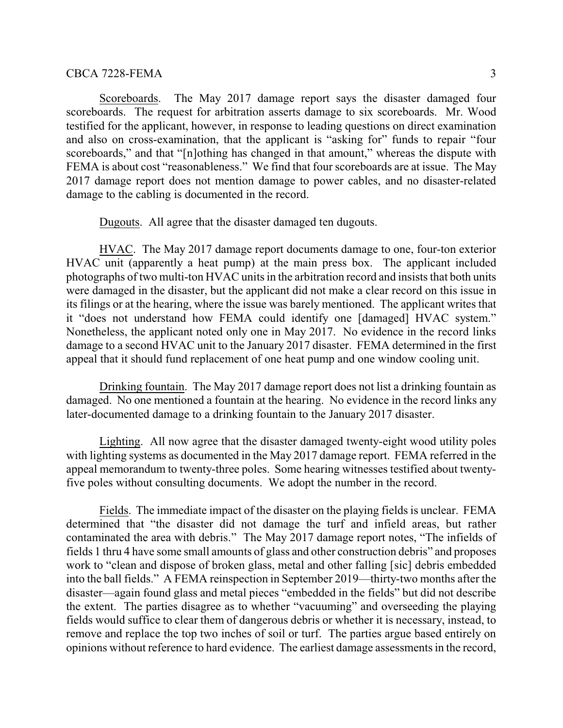Scoreboards. The May 2017 damage report says the disaster damaged four scoreboards. The request for arbitration asserts damage to six scoreboards. Mr. Wood testified for the applicant, however, in response to leading questions on direct examination and also on cross-examination, that the applicant is "asking for" funds to repair "four scoreboards," and that "[n]othing has changed in that amount," whereas the dispute with FEMA is about cost "reasonableness." We find that four scoreboards are at issue. The May 2017 damage report does not mention damage to power cables, and no disaster-related damage to the cabling is documented in the record.

Dugouts. All agree that the disaster damaged ten dugouts.

HVAC. The May 2017 damage report documents damage to one, four-ton exterior HVAC unit (apparently a heat pump) at the main press box. The applicant included photographs of two multi-ton HVAC units in the arbitration record and insists that both units were damaged in the disaster, but the applicant did not make a clear record on this issue in its filings or at the hearing, where the issue was barely mentioned. The applicant writes that it "does not understand how FEMA could identify one [damaged] HVAC system." Nonetheless, the applicant noted only one in May 2017. No evidence in the record links damage to a second HVAC unit to the January 2017 disaster. FEMA determined in the first appeal that it should fund replacement of one heat pump and one window cooling unit.

Drinking fountain. The May 2017 damage report does not list a drinking fountain as damaged. No one mentioned a fountain at the hearing. No evidence in the record links any later-documented damage to a drinking fountain to the January 2017 disaster.

Lighting. All now agree that the disaster damaged twenty-eight wood utility poles with lighting systems as documented in the May 2017 damage report. FEMA referred in the appeal memorandum to twenty-three poles. Some hearing witnesses testified about twenty-five poles without consulting documents. We adopt the number in the record.

Fields. The immediate impact of the disaster on the playing fields is unclear. FEMA determined that "the disaster did not damage the turf and infield areas, but rather contaminated the area with debris." The May 2017 damage report notes, "The infields of fields 1 thru 4 have some small amounts of glass and other construction debris" and proposes work to "clean and dispose of broken glass, metal and other falling [sic] debris embedded into the ball fields." A FEMA reinspection in September 2019—thirty-two months after the disaster—again found glass and metal pieces "embedded in the fields" but did not describe the extent. The parties disagree as to whether "vacuuming" and overseeding the playing fields would suffice to clear them of dangerous debris or whether it is necessary, instead, to remove and replace the top two inches of soil or turf. The parties argue based entirely on opinions without reference to hard evidence. The earliest damage assessments in the record,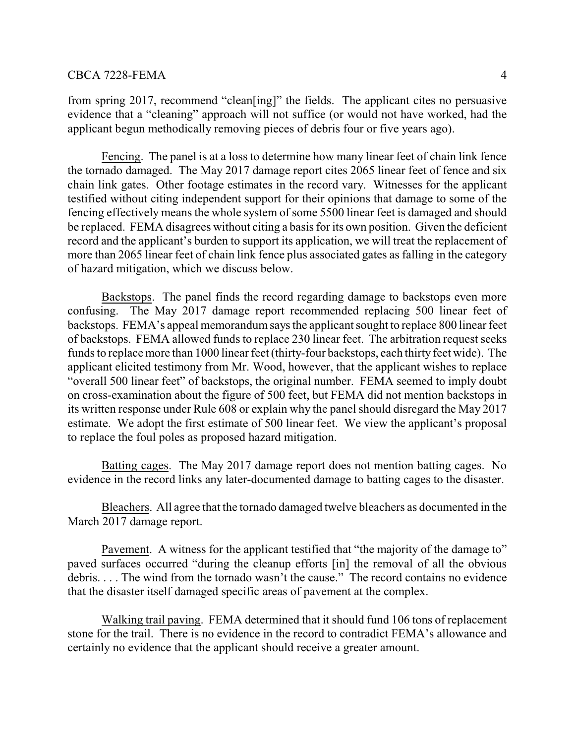from spring 2017, recommend "clean[ing]" the fields. The applicant cites no persuasive evidence that a "cleaning" approach will not suffice (or would not have worked, had the applicant begun methodically removing pieces of debris four or five years ago).

Fencing. The panel is at a loss to determine how many linear feet of chain link fence the tornado damaged. The May 2017 damage report cites 2065 linear feet of fence and six chain link gates. Other footage estimates in the record vary. Witnesses for the applicant testified without citing independent support for their opinions that damage to some of the fencing effectively means the whole system of some 5500 linear feet is damaged and should be replaced. FEMA disagrees without citing a basis for its own position. Given the deficient record and the applicant's burden to support its application, we will treat the replacement of more than 2065 linear feet of chain link fence plus associated gates as falling in the category of hazard mitigation, which we discuss below.

Backstops. The panel finds the record regarding damage to backstops even more confusing. The May 2017 damage report recommended replacing 500 linear feet of backstops. FEMA's appeal memorandum says the applicant sought to replace 800 linear feet of backstops. FEMA allowed funds to replace 230 linear feet. The arbitration request seeks funds to replace more than 1000 linear feet (thirty-four backstops, each thirty feet wide). The applicant elicited testimony from Mr. Wood, however, that the applicant wishes to replace "overall 500 linear feet" of backstops, the original number. FEMA seemed to imply doubt on cross-examination about the figure of 500 feet, but FEMA did not mention backstops in its written response under Rule 608 or explain why the panel should disregard the May 2017 estimate. We adopt the first estimate of 500 linear feet. We view the applicant's proposal to replace the foul poles as proposed hazard mitigation.

Batting cages. The May 2017 damage report does not mention batting cages. No evidence in the record links any later-documented damage to batting cages to the disaster.

Bleachers. All agree that the tornado damaged twelve bleachers as documented in the March 2017 damage report.

Pavement. A witness for the applicant testified that "the majority of the damage to" paved surfaces occurred "during the cleanup efforts [in] the removal of all the obvious debris. . . . The wind from the tornado wasn't the cause." The record contains no evidence that the disaster itself damaged specific areas of pavement at the complex.

Walking trail paving. FEMA determined that it should fund 106 tons of replacement stone for the trail. There is no evidence in the record to contradict FEMA's allowance and certainly no evidence that the applicant should receive a greater amount.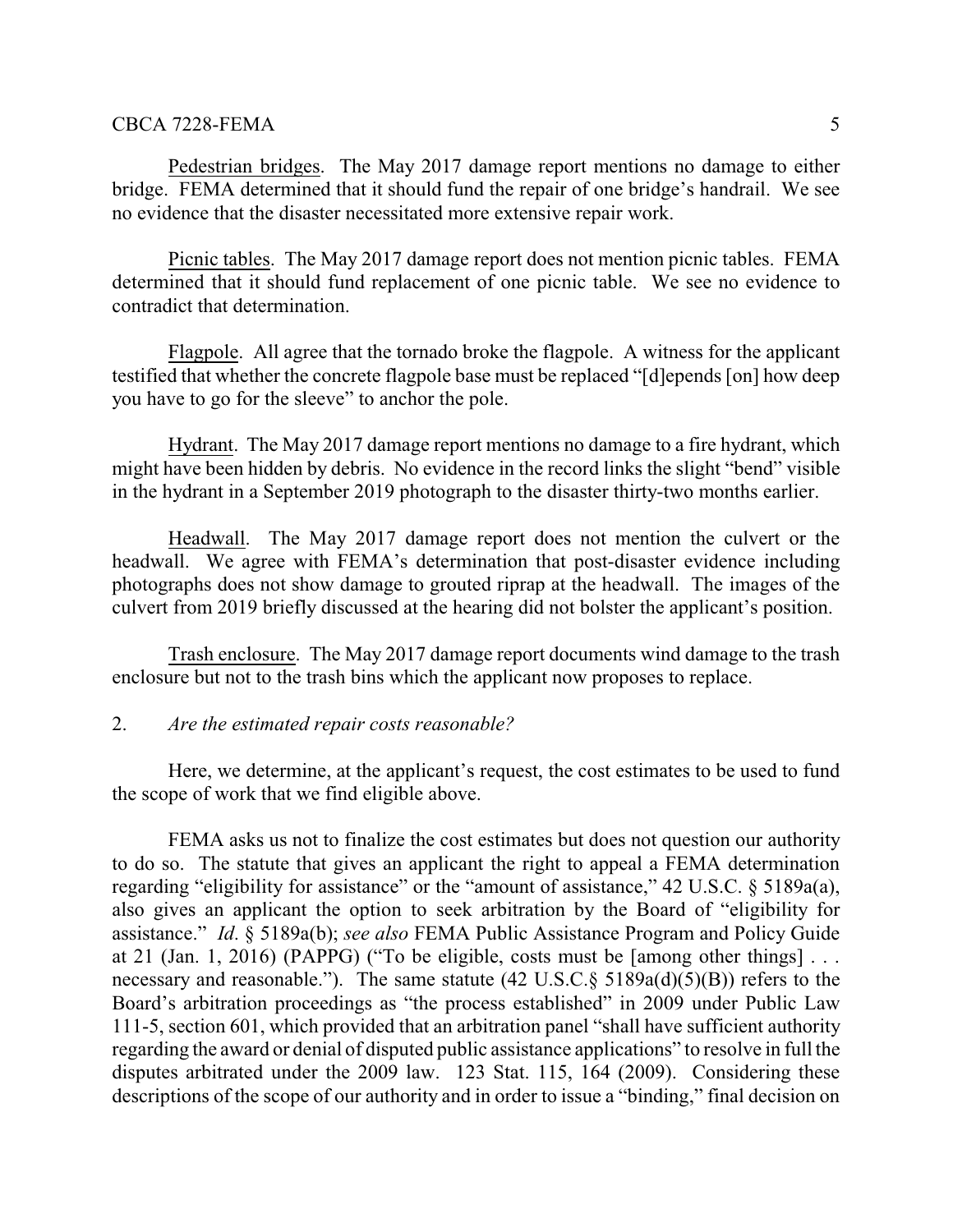Pedestrian bridges. The May 2017 damage report mentions no damage to either bridge. FEMA determined that it should fund the repair of one bridge's handrail. We see no evidence that the disaster necessitated more extensive repair work.

Picnic tables. The May 2017 damage report does not mention picnic tables. FEMA determined that it should fund replacement of one picnic table. We see no evidence to contradict that determination.

Flagpole. All agree that the tornado broke the flagpole. A witness for the applicant testified that whether the concrete flagpole base must be replaced "[d]epends [on] how deep you have to go for the sleeve" to anchor the pole.

Hydrant. The May 2017 damage report mentions no damage to a fire hydrant, which might have been hidden by debris. No evidence in the record links the slight "bend" visible in the hydrant in a September 2019 photograph to the disaster thirty-two months earlier.

Headwall. The May 2017 damage report does not mention the culvert or the headwall. We agree with FEMA's determination that post-disaster evidence including photographs does not show damage to grouted riprap at the headwall. The images of the culvert from 2019 briefly discussed at the hearing did not bolster the applicant's position.

Trash enclosure. The May 2017 damage report documents wind damage to the trash enclosure but not to the trash bins which the applicant now proposes to replace.

2. *Are the estimated repair costs reasonable?*

Here, we determine, at the applicant's request, the cost estimates to be used to fund the scope of work that we find eligible above.

FEMA asks us not to finalize the cost estimates but does not question our authority to do so. The statute that gives an applicant the right to appeal a FEMA determination regarding "eligibility for assistance" or the "amount of assistance," 42 U.S.C. § 5189a(a), also gives an applicant the option to seek arbitration by the Board of "eligibility for assistance." *Id*. § 5189a(b); *see also* FEMA Public Assistance Program and Policy Guide at 21 (Jan. 1, 2016) (PAPPG) ("To be eligible, costs must be [among other things] . . . necessary and reasonable."). The same statute (42 U.S.C.§ 5189a(d)(5)(B)) refers to the Board's arbitration proceedings as "the process established" in 2009 under Public Law 111-5, section 601, which provided that an arbitration panel "shall have sufficient authority regarding the award or denial of disputed public assistance applications" to resolve in full the disputes arbitrated under the 2009 law. 123 Stat. 115, 164 (2009). Considering these descriptions of the scope of our authority and in order to issue a "binding," final decision on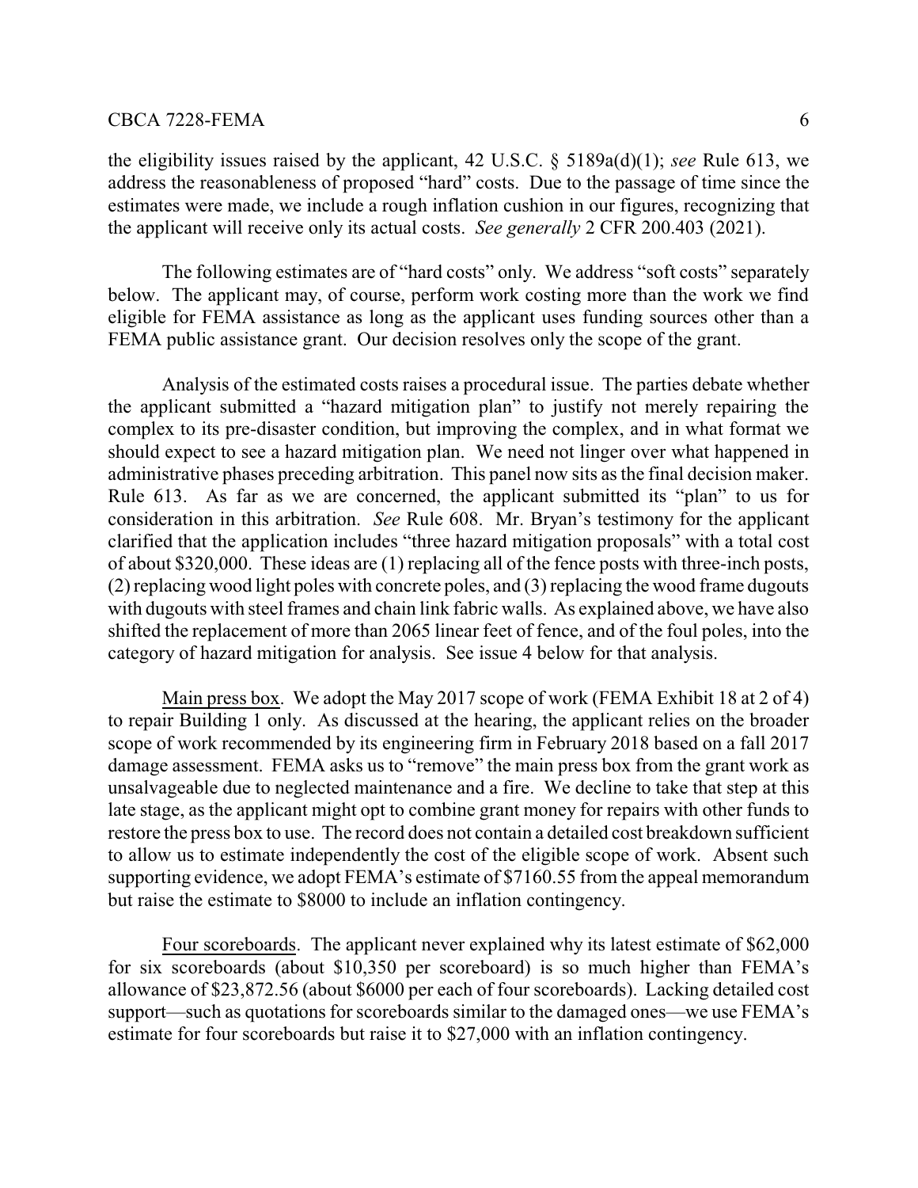the eligibility issues raised by the applicant, 42 U.S.C. § 5189a(d)(1); *see* Rule 613, we address the reasonableness of proposed "hard" costs. Due to the passage of time since the estimates were made, we include a rough inflation cushion in our figures, recognizing that the applicant will receive only its actual costs. *See generally* 2 CFR 200.403 (2021).

The following estimates are of "hard costs" only. We address "soft costs" separately below. The applicant may, of course, perform work costing more than the work we find eligible for FEMA assistance as long as the applicant uses funding sources other than a FEMA public assistance grant. Our decision resolves only the scope of the grant.

Analysis of the estimated costs raises a procedural issue. The parties debate whether the applicant submitted a "hazard mitigation plan" to justify not merely repairing the complex to its pre-disaster condition, but improving the complex, and in what format we should expect to see a hazard mitigation plan. We need not linger over what happened in administrative phases preceding arbitration. This panel now sits as the final decision maker. Rule 613. As far as we are concerned, the applicant submitted its "plan" to us for consideration in this arbitration. *See* Rule 608. Mr. Bryan's testimony for the applicant clarified that the application includes "three hazard mitigation proposals" with a total cost of about $320,000. These ideas are (1) replacing all of the fence posts with three-inch posts, (2) replacing wood light poles with concrete poles, and (3) replacing the wood frame dugouts with dugouts with steel frames and chain link fabric walls. As explained above, we have also shifted the replacement of more than 2065 linear feet of fence, and of the foul poles, into the category of hazard mitigation for analysis. See issue 4 below for that analysis.

Main press box. We adopt the May 2017 scope of work (FEMA Exhibit 18 at 2 of 4) to repair Building 1 only. As discussed at the hearing, the applicant relies on the broader scope of work recommended by its engineering firm in February 2018 based on a fall 2017 damage assessment. FEMA asks us to "remove" the main press box from the grant work as unsalvageable due to neglected maintenance and a fire. We decline to take that step at this late stage, as the applicant might opt to combine grant money for repairs with other funds to restore the press box to use. The record does not contain a detailed cost breakdown sufficient to allow us to estimate independently the cost of the eligible scope of work. Absent such supporting evidence, we adopt FEMA's estimate of $7160.55 from the appeal memorandum but raise the estimate to $8000 to include an inflation contingency.

Four scoreboards. The applicant never explained why its latest estimate of $62,000 for six scoreboards (about $10,350 per scoreboard) is so much higher than FEMA's allowance of $23,872.56 (about $6000 per each of four scoreboards). Lacking detailed cost support—such as quotations for scoreboards similar to the damaged ones—we use FEMA's estimate for four scoreboards but raise it to $27,000 with an inflation contingency.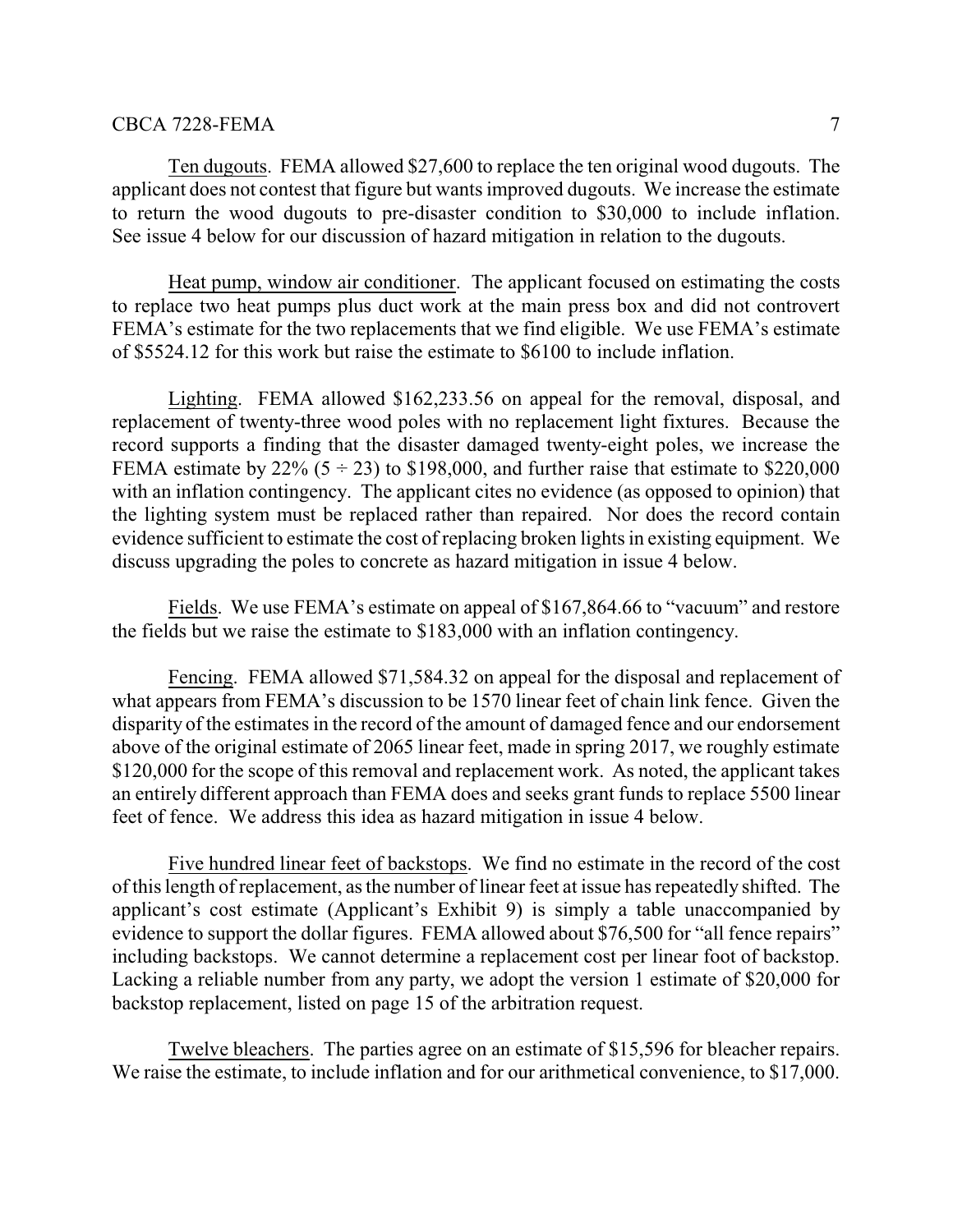Ten dugouts. FEMA allowed $27,600 to replace the ten original wood dugouts. The applicant does not contest that figure but wants improved dugouts. We increase the estimate to return the wood dugouts to pre-disaster condition to $30,000 to include inflation. See issue 4 below for our discussion of hazard mitigation in relation to the dugouts.

Heat pump, window air conditioner. The applicant focused on estimating the costs to replace two heat pumps plus duct work at the main press box and did not controvert FEMA's estimate for the two replacements that we find eligible. We use FEMA's estimate of $5524.12 for this work but raise the estimate to $6100 to include inflation.

Lighting. FEMA allowed $162,233.56 on appeal for the removal, disposal, and replacement of twenty-three wood poles with no replacement light fixtures. Because the record supports a finding that the disaster damaged twenty-eight poles, we increase the FEMA estimate by 22% ($5 \div 23$) to $198,000, and further raise that estimate to $220,000 with an inflation contingency. The applicant cites no evidence (as opposed to opinion) that the lighting system must be replaced rather than repaired. Nor does the record contain evidence sufficient to estimate the cost of replacing broken lights in existing equipment. We discuss upgrading the poles to concrete as hazard mitigation in issue 4 below.

Fields. We use FEMA's estimate on appeal of $167,864.66 to "vacuum" and restore the fields but we raise the estimate to $183,000 with an inflation contingency.

Fencing. FEMA allowed $71,584.32 on appeal for the disposal and replacement of what appears from FEMA's discussion to be 1570 linear feet of chain link fence. Given the disparity of the estimates in the record of the amount of damaged fence and our endorsement above of the original estimate of 2065 linear feet, made in spring 2017, we roughly estimate $120,000 for the scope of this removal and replacement work. As noted, the applicant takes an entirely different approach than FEMA does and seeks grant funds to replace 5500 linear feet of fence. We address this idea as hazard mitigation in issue 4 below.

Five hundred linear feet of backstops. We find no estimate in the record of the cost of this length of replacement, as the number of linear feet at issue has repeatedly shifted. The applicant's cost estimate (Applicant's Exhibit 9) is simply a table unaccompanied by evidence to support the dollar figures. FEMA allowed about $76,500 for "all fence repairs" including backstops. We cannot determine a replacement cost per linear foot of backstop. Lacking a reliable number from any party, we adopt the version 1 estimate of $20,000 for backstop replacement, listed on page 15 of the arbitration request.

Twelve bleachers. The parties agree on an estimate of $15,596 for bleacher repairs. We raise the estimate, to include inflation and for our arithmetical convenience, to $17,000.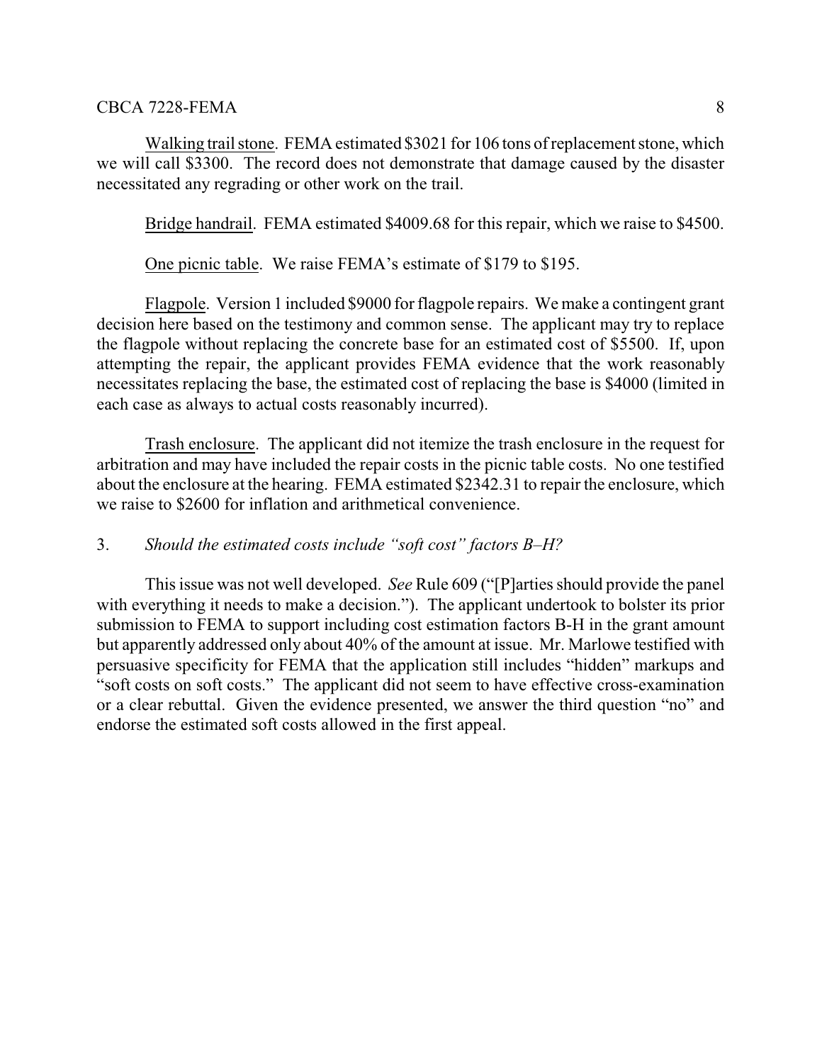Walking trail stone. FEMA estimated $3021 for 106 tons of replacement stone, which we will call $3300. The record does not demonstrate that damage caused by the disaster necessitated any regrading or other work on the trail.

Bridge handrail. FEMA estimated $4009.68 for this repair, which we raise to $4500.

One picnic table. We raise FEMA's estimate of $179 to $195.

Flagpole. Version 1 included $9000 for flagpole repairs. We make a contingent grant decision here based on the testimony and common sense. The applicant may try to replace the flagpole without replacing the concrete base for an estimated cost of $5500. If, upon attempting the repair, the applicant provides FEMA evidence that the work reasonably necessitates replacing the base, the estimated cost of replacing the base is $4000 (limited in each case as always to actual costs reasonably incurred).

Trash enclosure. The applicant did not itemize the trash enclosure in the request for arbitration and may have included the repair costs in the picnic table costs. No one testified about the enclosure at the hearing. FEMA estimated $2342.31 to repair the enclosure, which we raise to $2600 for inflation and arithmetical convenience.

3. *Should the estimated costs include "soft cost" factors B–H?*

This issue was not well developed. *See* Rule 609 ("[P]arties should provide the panel with everything it needs to make a decision."). The applicant undertook to bolster its prior submission to FEMA to support including cost estimation factors B-H in the grant amount but apparently addressed only about 40% of the amount at issue. Mr. Marlowe testified with persuasive specificity for FEMA that the application still includes "hidden" markups and "soft costs on soft costs." The applicant did not seem to have effective cross-examination or a clear rebuttal. Given the evidence presented, we answer the third question "no" and endorse the estimated soft costs allowed in the first appeal.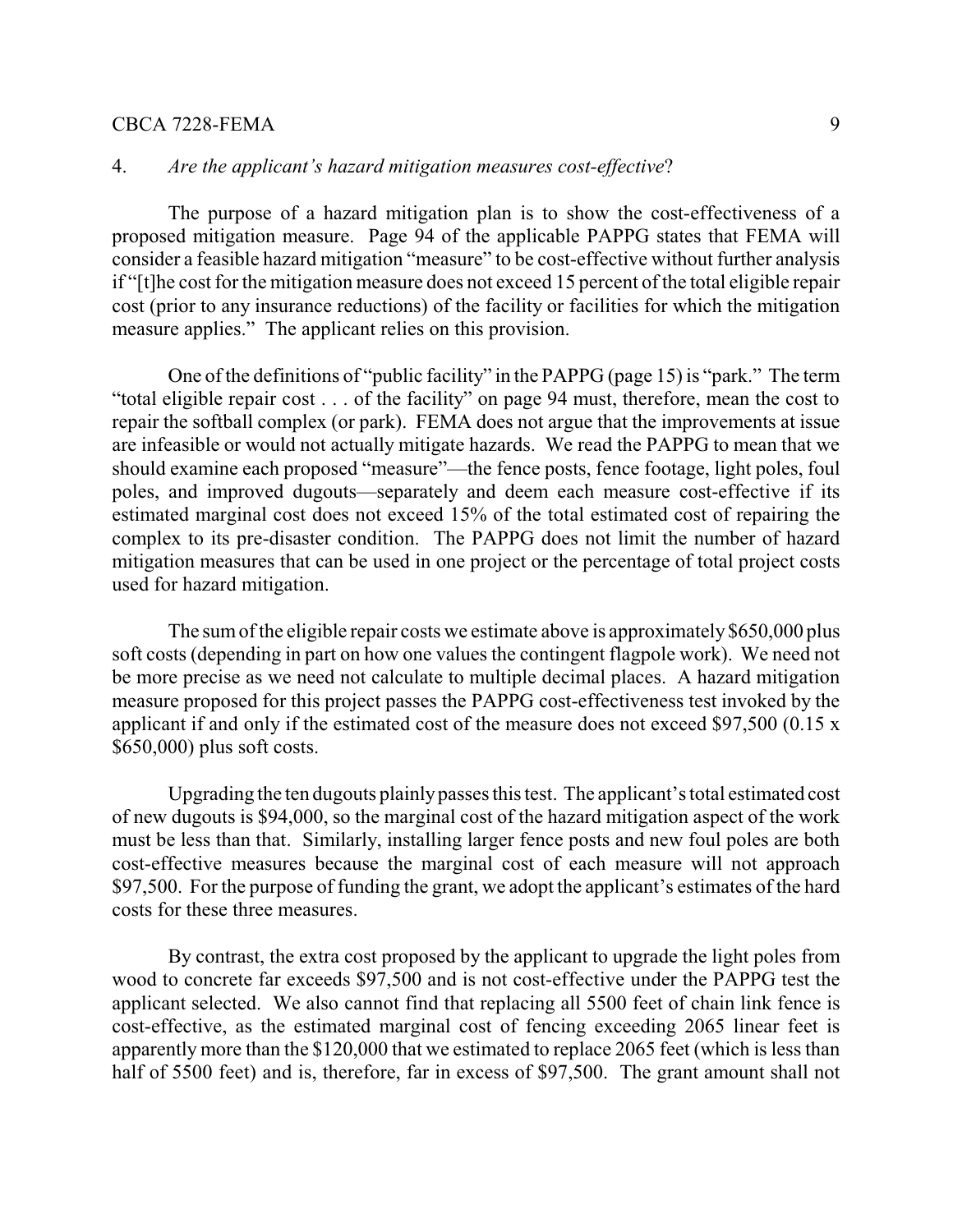4. *Are the applicant's hazard mitigation measures cost-effective*?

The purpose of a hazard mitigation plan is to show the cost-effectiveness of a proposed mitigation measure. Page 94 of the applicable PAPPG states that FEMA will consider a feasible hazard mitigation "measure" to be cost-effective without further analysis if "[t]he cost for the mitigation measure does not exceed 15 percent of the total eligible repair cost (prior to any insurance reductions) of the facility or facilities for which the mitigation measure applies." The applicant relies on this provision.

One of the definitions of "public facility" in the PAPPG (page 15) is "park." The term "total eligible repair cost . . . of the facility" on page 94 must, therefore, mean the cost to repair the softball complex (or park). FEMA does not argue that the improvements at issue are infeasible or would not actually mitigate hazards. We read the PAPPG to mean that we should examine each proposed "measure"—the fence posts, fence footage, light poles, foul poles, and improved dugouts—separately and deem each measure cost-effective if its estimated marginal cost does not exceed 15% of the total estimated cost of repairing the complex to its pre-disaster condition. The PAPPG does not limit the number of hazard mitigation measures that can be used in one project or the percentage of total project costs used for hazard mitigation.

The sum of the eligible repair costs we estimate above is approximately $650,000 plus soft costs (depending in part on how one values the contingent flagpole work). We need not be more precise as we need not calculate to multiple decimal places. A hazard mitigation measure proposed for this project passes the PAPPG cost-effectiveness test invoked by the applicant if and only if the estimated cost of the measure does not exceed $97,500 (0.15 x $650,000) plus soft costs.

Upgrading the ten dugouts plainly passes this test. The applicant's total estimated cost of new dugouts is $94,000, so the marginal cost of the hazard mitigation aspect of the work must be less than that. Similarly, installing larger fence posts and new foul poles are both cost-effective measures because the marginal cost of each measure will not approach $97,500. For the purpose of funding the grant, we adopt the applicant's estimates of the hard costs for these three measures.

By contrast, the extra cost proposed by the applicant to upgrade the light poles from wood to concrete far exceeds $97,500 and is not cost-effective under the PAPPG test the applicant selected. We also cannot find that replacing all 5500 feet of chain link fence is cost-effective, as the estimated marginal cost of fencing exceeding 2065 linear feet is apparently more than the $120,000 that we estimated to replace 2065 feet (which is less than half of 5500 feet) and is, therefore, far in excess of $97,500. The grant amount shall not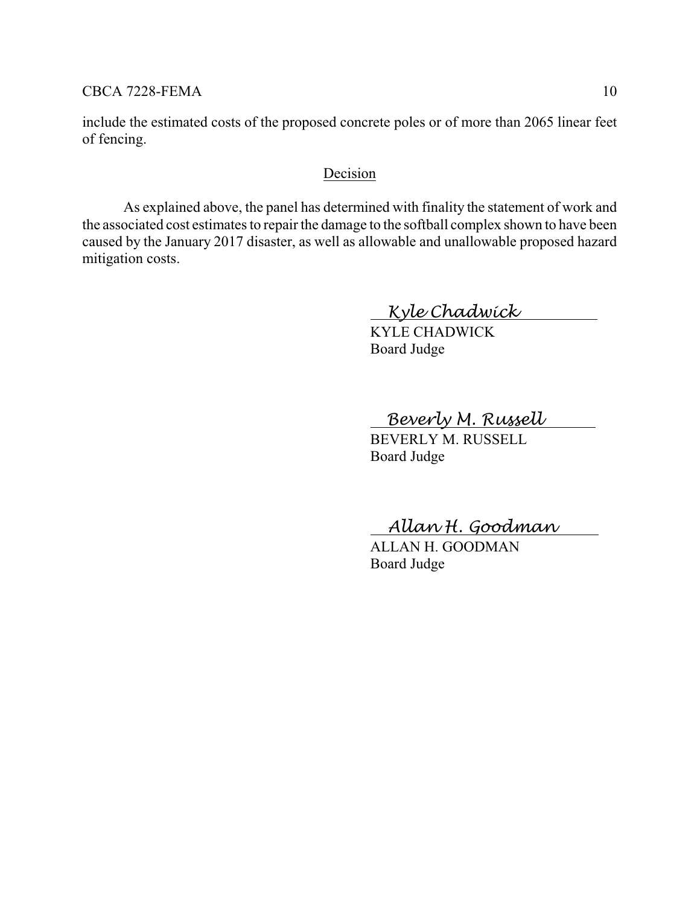include the estimated costs of the proposed concrete poles or of more than 2065 linear feet of fencing.

## Decision

As explained above, the panel has determined with finality the statement of work and the associated cost estimates to repair the damage to the softball complex shown to have been caused by the January 2017 disaster, as well as allowable and unallowable proposed hazard mitigation costs.

*Kyle Chadwick*
KYLE CHADWICK
Board Judge

*Beverly M. Russell*
BEVERLY M. RUSSELL
Board Judge

*Allan H. Goodman*
ALLAN H. GOODMAN
Board Judge